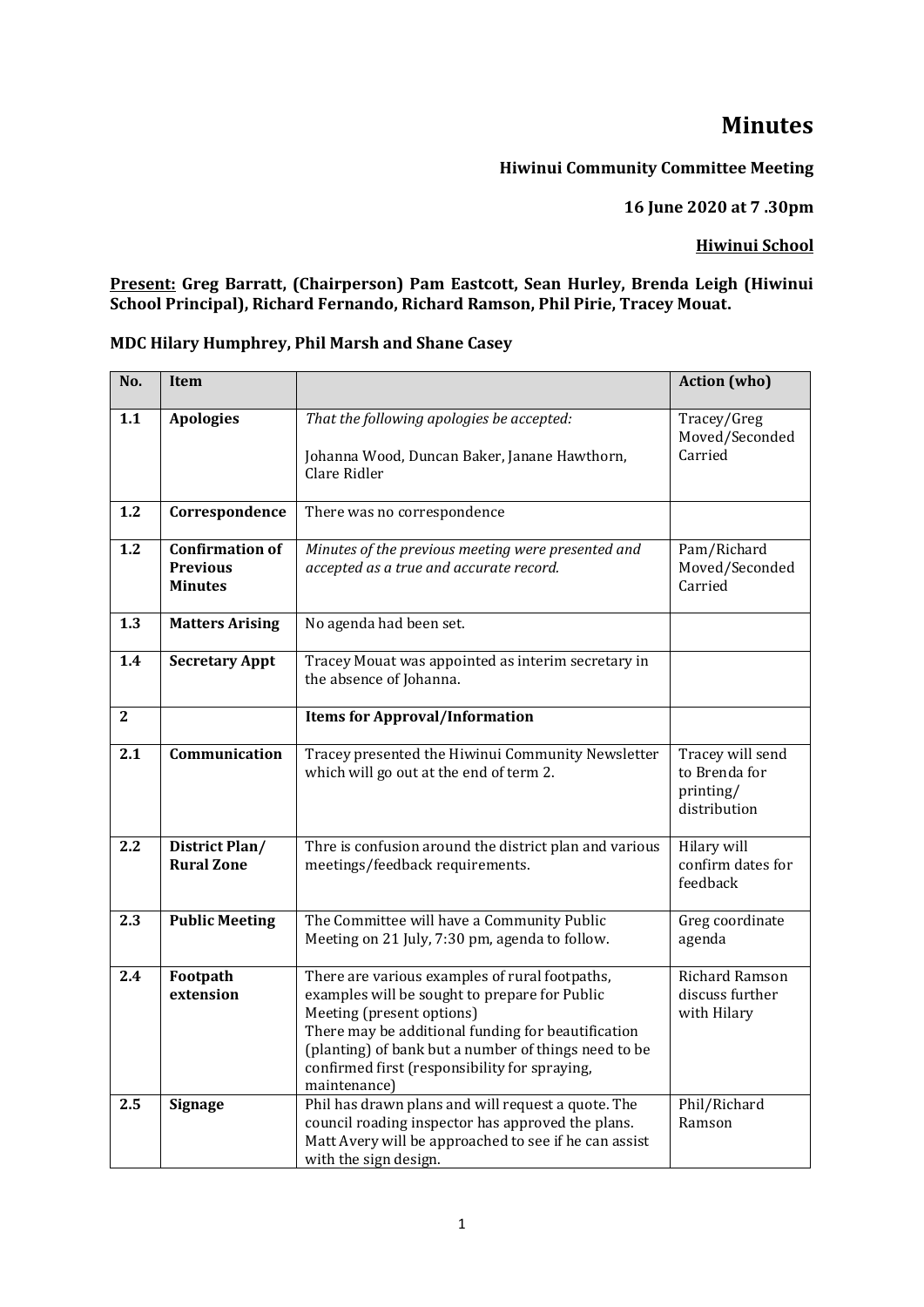# Minutes

**Hiwinui Community Committee Meeting**

**16 June 2020 at 7 .30pm**

**<u>Hiwinui School</u>**

**<u>Present:</u> Greg Barratt, (Chairperson) Pam Eastcott, Sean Hurley, Brenda Leigh (Hiwinui School Principal), Richard Fernando, Richard Ramson, Phil Pirie, Tracey Mouat.**

**MDC Hilary Humphrey, Phil Marsh and Shane Casey**

| No. | Item | | Action (who) |
|---|---|---|---|
| **1.1** | **Apologies** | *That the following apologies be accepted:*<br><br>Johanna Wood, Duncan Baker, Janane Hawthorn, Clare Ridler | Tracey/Greg Moved/Seconded Carried |
| **1.2** | **Correspondence** | There was no correspondence | |
| **1.2** | **Confirmation of Previous Minutes** | *Minutes of the previous meeting were presented and accepted as a true and accurate record.* | Pam/Richard Moved/Seconded Carried |
| **1.3** | **Matters Arising** | No agenda had been set. | |
| **1.4** | **Secretary Appt** | Tracey Mouat was appointed as interim secretary in the absence of Johanna. | |
| **2** | | **Items for Approval/Information** | |
| **2.1** | **Communication** | Tracey presented the Hiwinui Community Newsletter which will go out at the end of term 2. | Tracey will send to Brenda for printing/ distribution |
| **2.2** | **District Plan/ Rural Zone** | Thre is confusion around the district plan and various meetings/feedback requirements. | Hilary will confirm dates for feedback |
| **2.3** | **Public Meeting** | The Committee will have a Community Public Meeting on 21 July, 7:30 pm, agenda to follow. | Greg coordinate agenda |
| **2.4** | **Footpath extension** | There are various examples of rural footpaths, examples will be sought to prepare for Public Meeting (present options)<br>There may be additional funding for beautification (planting) of bank but a number of things need to be confirmed first (responsibility for spraying, maintenance) | Richard Ramson discuss further with Hilary |
| **2.5** | **Signage** | Phil has drawn plans and will request a quote. The council roading inspector has approved the plans. Matt Avery will be approached to see if he can assist with the sign design. | Phil/Richard Ramson |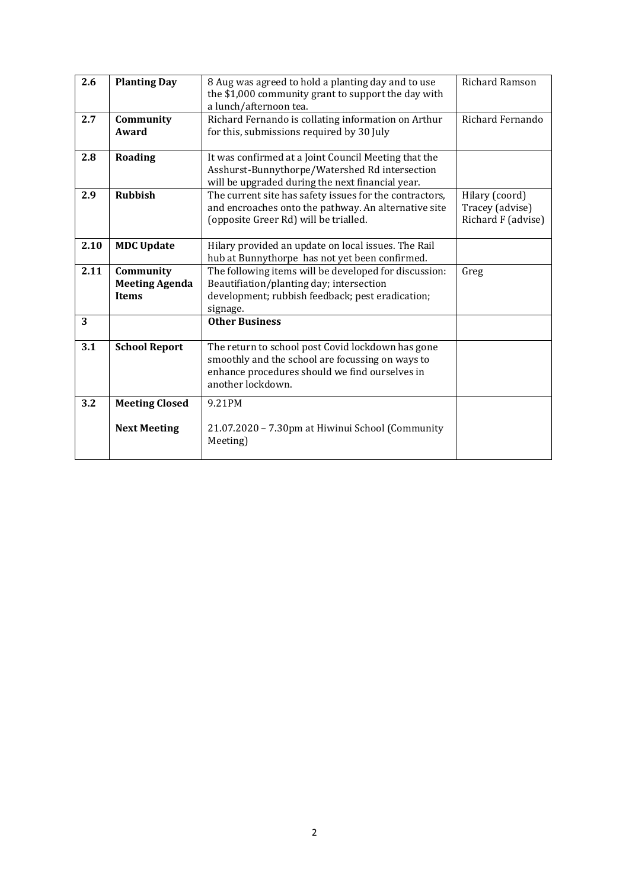| | | | |
|---|---|---|---|
| **2.6** | **Planting Day** | 8 Aug was agreed to hold a planting day and to use the $1,000 community grant to support the day with a lunch/afternoon tea. | Richard Ramson |
| **2.7** | **Community Award** | Richard Fernando is collating information on Arthur for this, submissions required by 30 July | Richard Fernando |
| **2.8** | **Roading** | It was confirmed at a Joint Council Meeting that the Asshurst-Bunnythorpe/Watershed Rd intersection will be upgraded during the next financial year. | |
| **2.9** | **Rubbish** | The current site has safety issues for the contractors, and encroaches onto the pathway. An alternative site (opposite Greer Rd) will be trialled. | Hilary (coord)<br>Tracey (advise)<br>Richard F (advise) |
| **2.10** | **MDC Update** | Hilary provided an update on local issues. The Rail hub at Bunnythorpe has not yet been confirmed. | |
| **2.11** | **Community Meeting Agenda Items** | The following items will be developed for discussion: Beautifiation/planting day; intersection development; rubbish feedback; pest eradication; signage. | Greg |
| **3** | | **Other Business** | |
| **3.1** | **School Report** | The return to school post Covid lockdown has gone smoothly and the school are focussing on ways to enhance procedures should we find ourselves in another lockdown. | |
| **3.2** | **Meeting Closed**<br><br>**Next Meeting** | 9.21PM<br><br>21.07.2020 – 7.30pm at Hiwinui School (Community Meeting) | |